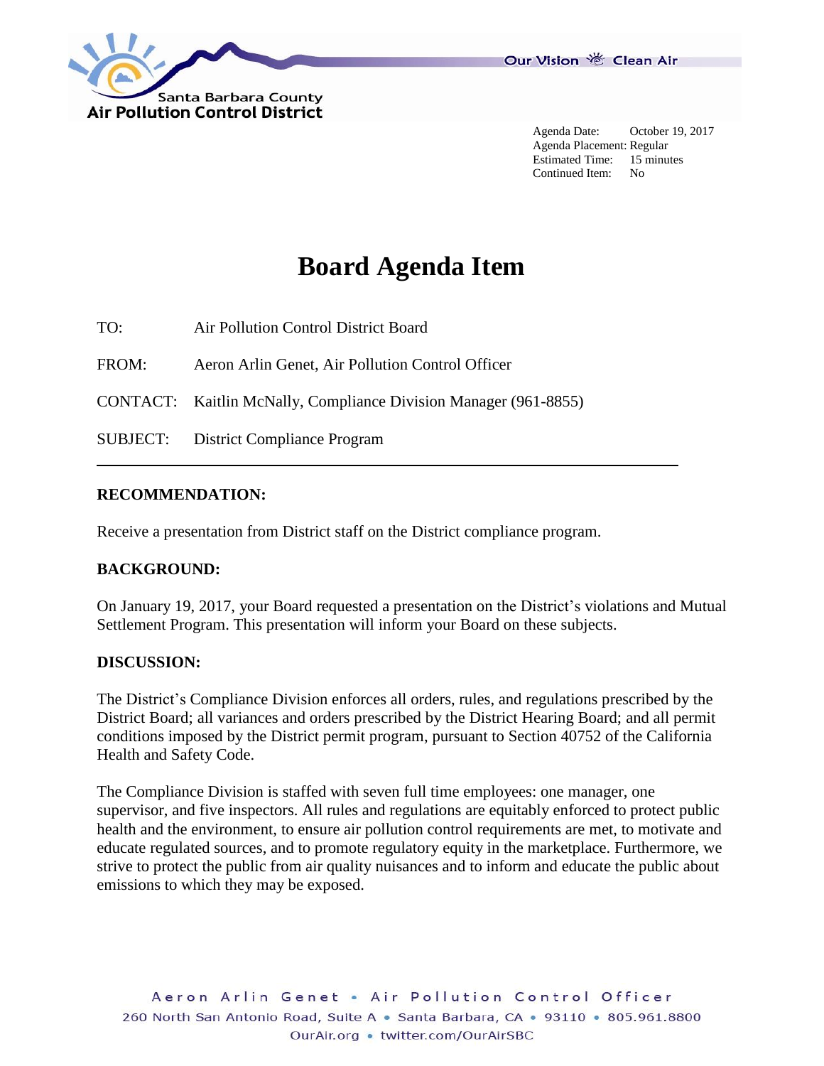Santa Barbara County
Air Pollution Control District

Our Vision ☼ Clean Air

Agenda Date: October 19, 2017
Agenda Placement: Regular
Estimated Time: 15 minutes
Continued Item: No

# Board Agenda Item

TO: Air Pollution Control District Board

FROM: Aeron Arlin Genet, Air Pollution Control Officer

CONTACT: Kaitlin McNally, Compliance Division Manager (961-8855)

SUBJECT: District Compliance Program

---

**RECOMMENDATION:**

Receive a presentation from District staff on the District compliance program.

**BACKGROUND:**

On January 19, 2017, your Board requested a presentation on the District's violations and Mutual Settlement Program. This presentation will inform your Board on these subjects.

**DISCUSSION:**

The District's Compliance Division enforces all orders, rules, and regulations prescribed by the District Board; all variances and orders prescribed by the District Hearing Board; and all permit conditions imposed by the District permit program, pursuant to Section 40752 of the California Health and Safety Code.

The Compliance Division is staffed with seven full time employees: one manager, one supervisor, and five inspectors. All rules and regulations are equitably enforced to protect public health and the environment, to ensure air pollution control requirements are met, to motivate and educate regulated sources, and to promote regulatory equity in the marketplace. Furthermore, we strive to protect the public from air quality nuisances and to inform and educate the public about emissions to which they may be exposed.

Aeron Arlin Genet • Air Pollution Control Officer
260 North San Antonio Road, Suite A • Santa Barbara, CA • 93110 • 805.961.8800
OurAir.org • twitter.com/OurAirSBC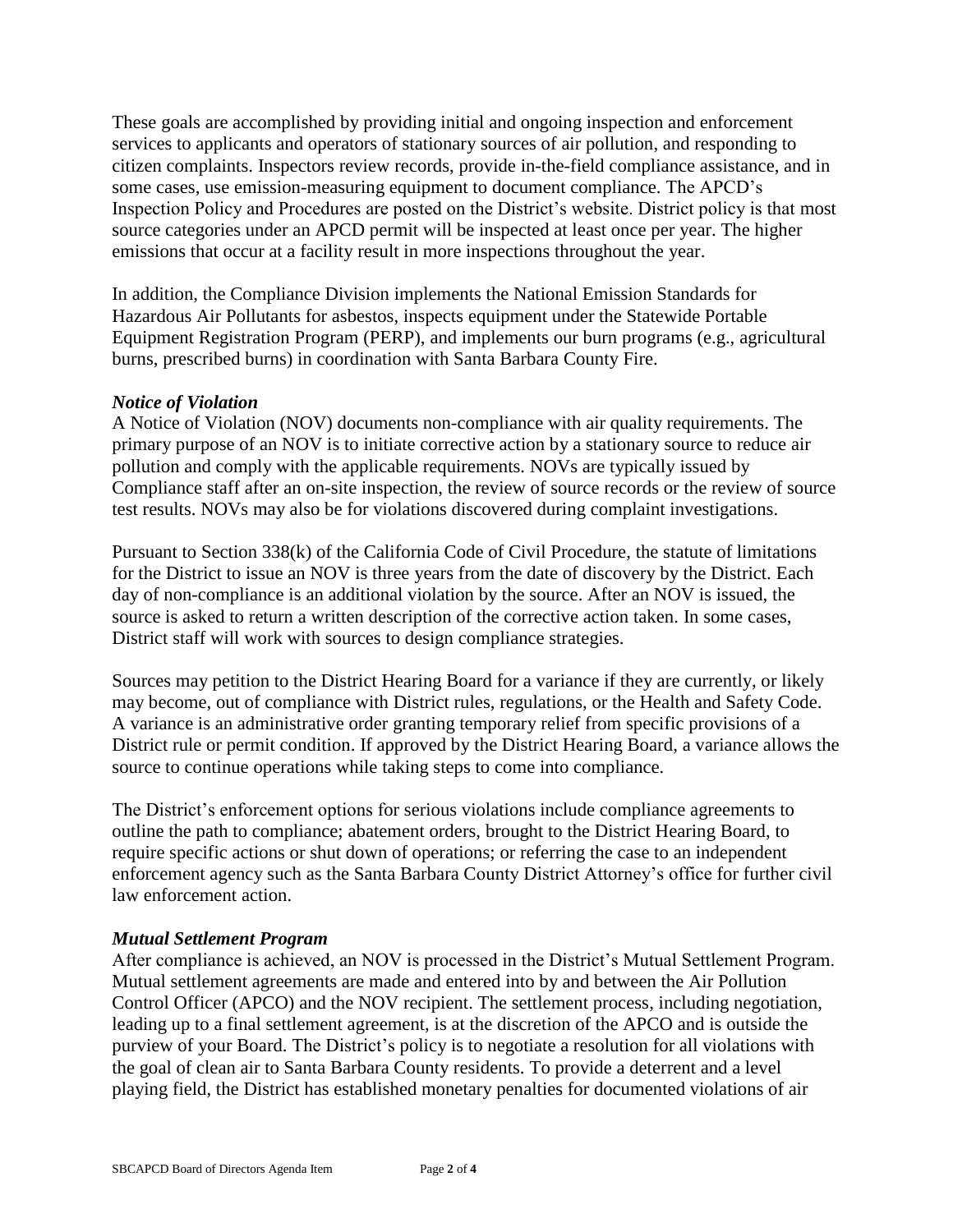These goals are accomplished by providing initial and ongoing inspection and enforcement services to applicants and operators of stationary sources of air pollution, and responding to citizen complaints. Inspectors review records, provide in-the-field compliance assistance, and in some cases, use emission-measuring equipment to document compliance. The APCD's Inspection Policy and Procedures are posted on the District's website. District policy is that most source categories under an APCD permit will be inspected at least once per year. The higher emissions that occur at a facility result in more inspections throughout the year.

In addition, the Compliance Division implements the National Emission Standards for Hazardous Air Pollutants for asbestos, inspects equipment under the Statewide Portable Equipment Registration Program (PERP), and implements our burn programs (e.g., agricultural burns, prescribed burns) in coordination with Santa Barbara County Fire.

### *Notice of Violation*

A Notice of Violation (NOV) documents non-compliance with air quality requirements. The primary purpose of an NOV is to initiate corrective action by a stationary source to reduce air pollution and comply with the applicable requirements. NOVs are typically issued by Compliance staff after an on-site inspection, the review of source records or the review of source test results. NOVs may also be for violations discovered during complaint investigations.

Pursuant to Section 338(k) of the California Code of Civil Procedure, the statute of limitations for the District to issue an NOV is three years from the date of discovery by the District. Each day of non-compliance is an additional violation by the source. After an NOV is issued, the source is asked to return a written description of the corrective action taken. In some cases, District staff will work with sources to design compliance strategies.

Sources may petition to the District Hearing Board for a variance if they are currently, or likely may become, out of compliance with District rules, regulations, or the Health and Safety Code. A variance is an administrative order granting temporary relief from specific provisions of a District rule or permit condition. If approved by the District Hearing Board, a variance allows the source to continue operations while taking steps to come into compliance.

The District's enforcement options for serious violations include compliance agreements to outline the path to compliance; abatement orders, brought to the District Hearing Board, to require specific actions or shut down of operations; or referring the case to an independent enforcement agency such as the Santa Barbara County District Attorney's office for further civil law enforcement action.

### *Mutual Settlement Program*

After compliance is achieved, an NOV is processed in the District's Mutual Settlement Program. Mutual settlement agreements are made and entered into by and between the Air Pollution Control Officer (APCO) and the NOV recipient. The settlement process, including negotiation, leading up to a final settlement agreement, is at the discretion of the APCO and is outside the purview of your Board. The District's policy is to negotiate a resolution for all violations with the goal of clean air to Santa Barbara County residents. To provide a deterrent and a level playing field, the District has established monetary penalties for documented violations of air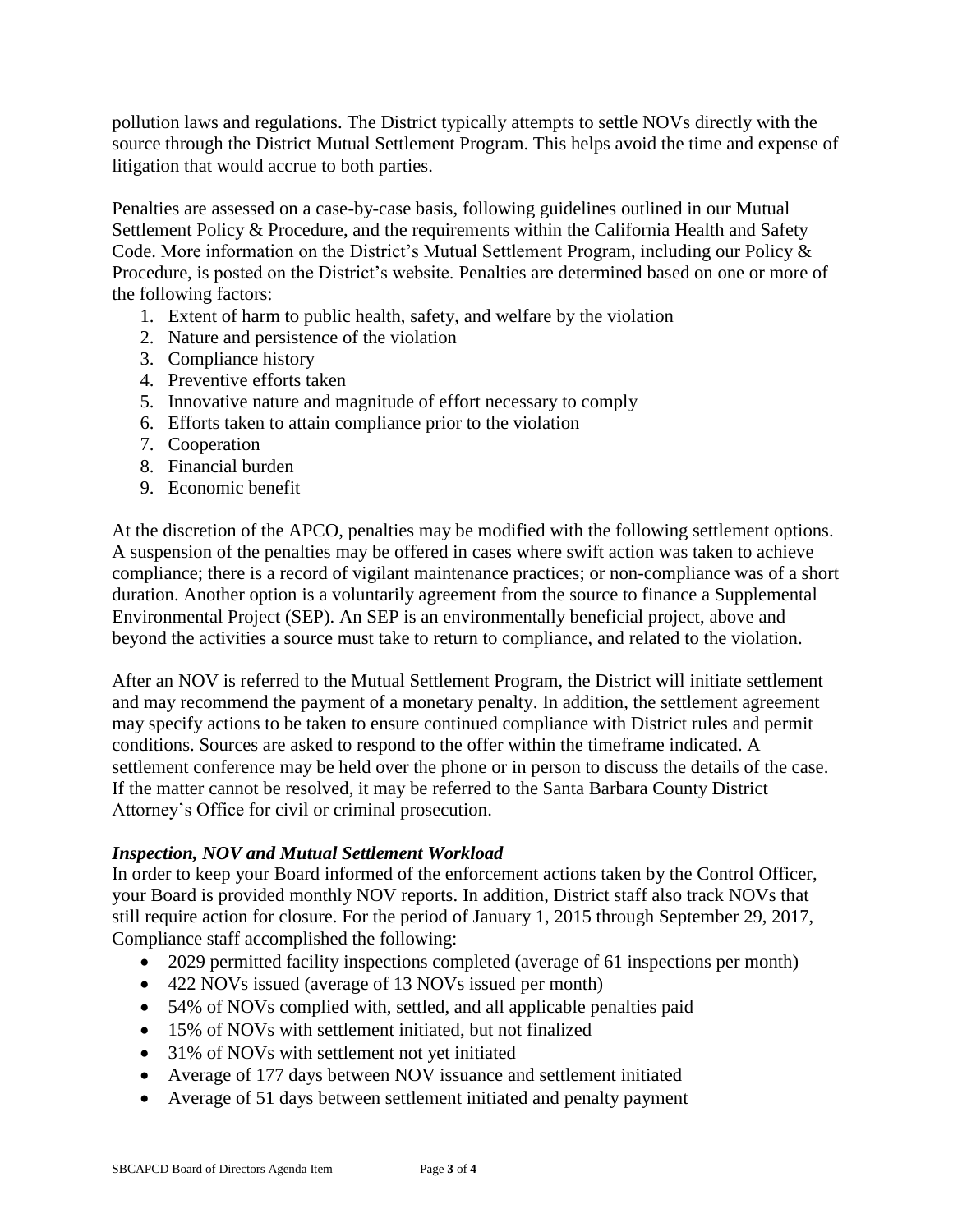pollution laws and regulations. The District typically attempts to settle NOVs directly with the source through the District Mutual Settlement Program. This helps avoid the time and expense of litigation that would accrue to both parties.

Penalties are assessed on a case-by-case basis, following guidelines outlined in our Mutual Settlement Policy & Procedure, and the requirements within the California Health and Safety Code. More information on the District's Mutual Settlement Program, including our Policy & Procedure, is posted on the District's website. Penalties are determined based on one or more of the following factors:

1. Extent of harm to public health, safety, and welfare by the violation
2. Nature and persistence of the violation
3. Compliance history
4. Preventive efforts taken
5. Innovative nature and magnitude of effort necessary to comply
6. Efforts taken to attain compliance prior to the violation
7. Cooperation
8. Financial burden
9. Economic benefit

At the discretion of the APCO, penalties may be modified with the following settlement options. A suspension of the penalties may be offered in cases where swift action was taken to achieve compliance; there is a record of vigilant maintenance practices; or non-compliance was of a short duration. Another option is a voluntarily agreement from the source to finance a Supplemental Environmental Project (SEP). An SEP is an environmentally beneficial project, above and beyond the activities a source must take to return to compliance, and related to the violation.

After an NOV is referred to the Mutual Settlement Program, the District will initiate settlement and may recommend the payment of a monetary penalty. In addition, the settlement agreement may specify actions to be taken to ensure continued compliance with District rules and permit conditions. Sources are asked to respond to the offer within the timeframe indicated. A settlement conference may be held over the phone or in person to discuss the details of the case. If the matter cannot be resolved, it may be referred to the Santa Barbara County District Attorney's Office for civil or criminal prosecution.

***Inspection, NOV and Mutual Settlement Workload***

In order to keep your Board informed of the enforcement actions taken by the Control Officer, your Board is provided monthly NOV reports. In addition, District staff also track NOVs that still require action for closure. For the period of January 1, 2015 through September 29, 2017, Compliance staff accomplished the following:

- 2029 permitted facility inspections completed (average of 61 inspections per month)
- 422 NOVs issued (average of 13 NOVs issued per month)
- 54% of NOVs complied with, settled, and all applicable penalties paid
- 15% of NOVs with settlement initiated, but not finalized
- 31% of NOVs with settlement not yet initiated
- Average of 177 days between NOV issuance and settlement initiated
- Average of 51 days between settlement initiated and penalty payment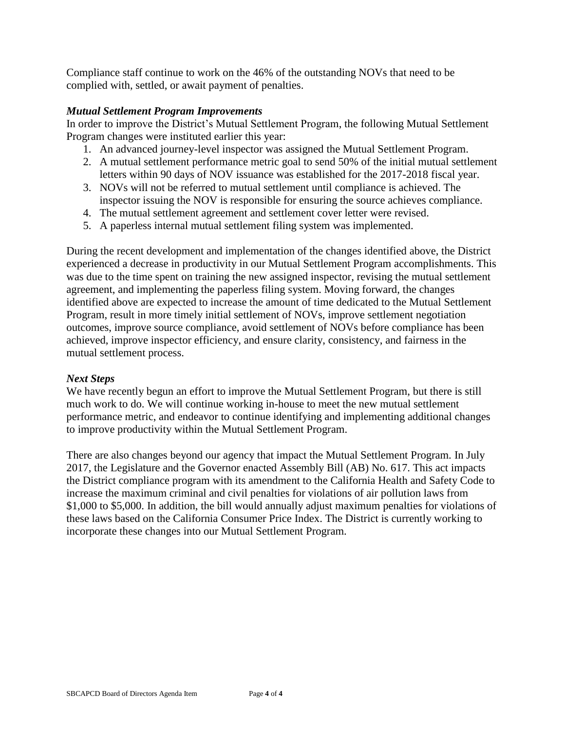Compliance staff continue to work on the 46% of the outstanding NOVs that need to be complied with, settled, or await payment of penalties.

***Mutual Settlement Program Improvements***

In order to improve the District's Mutual Settlement Program, the following Mutual Settlement Program changes were instituted earlier this year:

1. An advanced journey-level inspector was assigned the Mutual Settlement Program.
2. A mutual settlement performance metric goal to send 50% of the initial mutual settlement letters within 90 days of NOV issuance was established for the 2017-2018 fiscal year.
3. NOVs will not be referred to mutual settlement until compliance is achieved. The inspector issuing the NOV is responsible for ensuring the source achieves compliance.
4. The mutual settlement agreement and settlement cover letter were revised.
5. A paperless internal mutual settlement filing system was implemented.

During the recent development and implementation of the changes identified above, the District experienced a decrease in productivity in our Mutual Settlement Program accomplishments. This was due to the time spent on training the new assigned inspector, revising the mutual settlement agreement, and implementing the paperless filing system. Moving forward, the changes identified above are expected to increase the amount of time dedicated to the Mutual Settlement Program, result in more timely initial settlement of NOVs, improve settlement negotiation outcomes, improve source compliance, avoid settlement of NOVs before compliance has been achieved, improve inspector efficiency, and ensure clarity, consistency, and fairness in the mutual settlement process.

***Next Steps***

We have recently begun an effort to improve the Mutual Settlement Program, but there is still much work to do. We will continue working in-house to meet the new mutual settlement performance metric, and endeavor to continue identifying and implementing additional changes to improve productivity within the Mutual Settlement Program.

There are also changes beyond our agency that impact the Mutual Settlement Program. In July 2017, the Legislature and the Governor enacted Assembly Bill (AB) No. 617. This act impacts the District compliance program with its amendment to the California Health and Safety Code to increase the maximum criminal and civil penalties for violations of air pollution laws from $1,000 to $5,000. In addition, the bill would annually adjust maximum penalties for violations of these laws based on the California Consumer Price Index. The District is currently working to incorporate these changes into our Mutual Settlement Program.